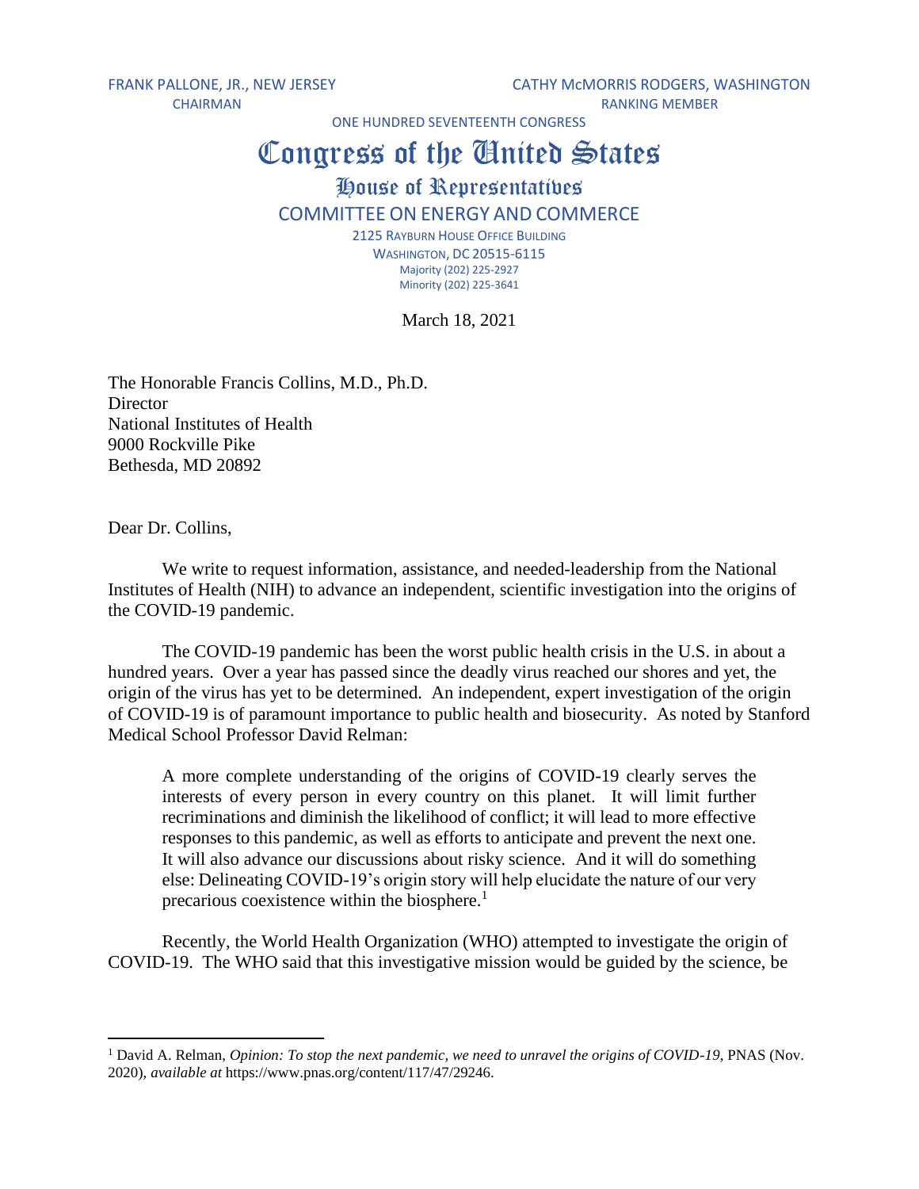FRANK PALLONE, JR., NEW JERSEY
CHAIRMAN

CATHY McMORRIS RODGERS, WASHINGTON
RANKING MEMBER

ONE HUNDRED SEVENTEENTH CONGRESS

# Congress of the United States

## House of Representatives

### COMMITTEE ON ENERGY AND COMMERCE

2125 RAYBURN HOUSE OFFICE BUILDING
WASHINGTON, DC 20515-6115
Majority (202) 225-2927
Minority (202) 225-3641

March 18, 2021

The Honorable Francis Collins, M.D., Ph.D.
Director
National Institutes of Health
9000 Rockville Pike
Bethesda, MD 20892

Dear Dr. Collins,

We write to request information, assistance, and needed-leadership from the National Institutes of Health (NIH) to advance an independent, scientific investigation into the origins of the COVID-19 pandemic.

The COVID-19 pandemic has been the worst public health crisis in the U.S. in about a hundred years. Over a year has passed since the deadly virus reached our shores and yet, the origin of the virus has yet to be determined. An independent, expert investigation of the origin of COVID-19 is of paramount importance to public health and biosecurity. As noted by Stanford Medical School Professor David Relman:

> A more complete understanding of the origins of COVID-19 clearly serves the interests of every person in every country on this planet. It will limit further recriminations and diminish the likelihood of conflict; it will lead to more effective responses to this pandemic, as well as efforts to anticipate and prevent the next one. It will also advance our discussions about risky science. And it will do something else: Delineating COVID-19's origin story will help elucidate the nature of our very precarious coexistence within the biosphere.[1]

Recently, the World Health Organization (WHO) attempted to investigate the origin of COVID-19. The WHO said that this investigative mission would be guided by the science, be

---

[1] David A. Relman, *Opinion: To stop the next pandemic, we need to unravel the origins of COVID-19*, PNAS (Nov. 2020), *available at* https://www.pnas.org/content/117/47/29246.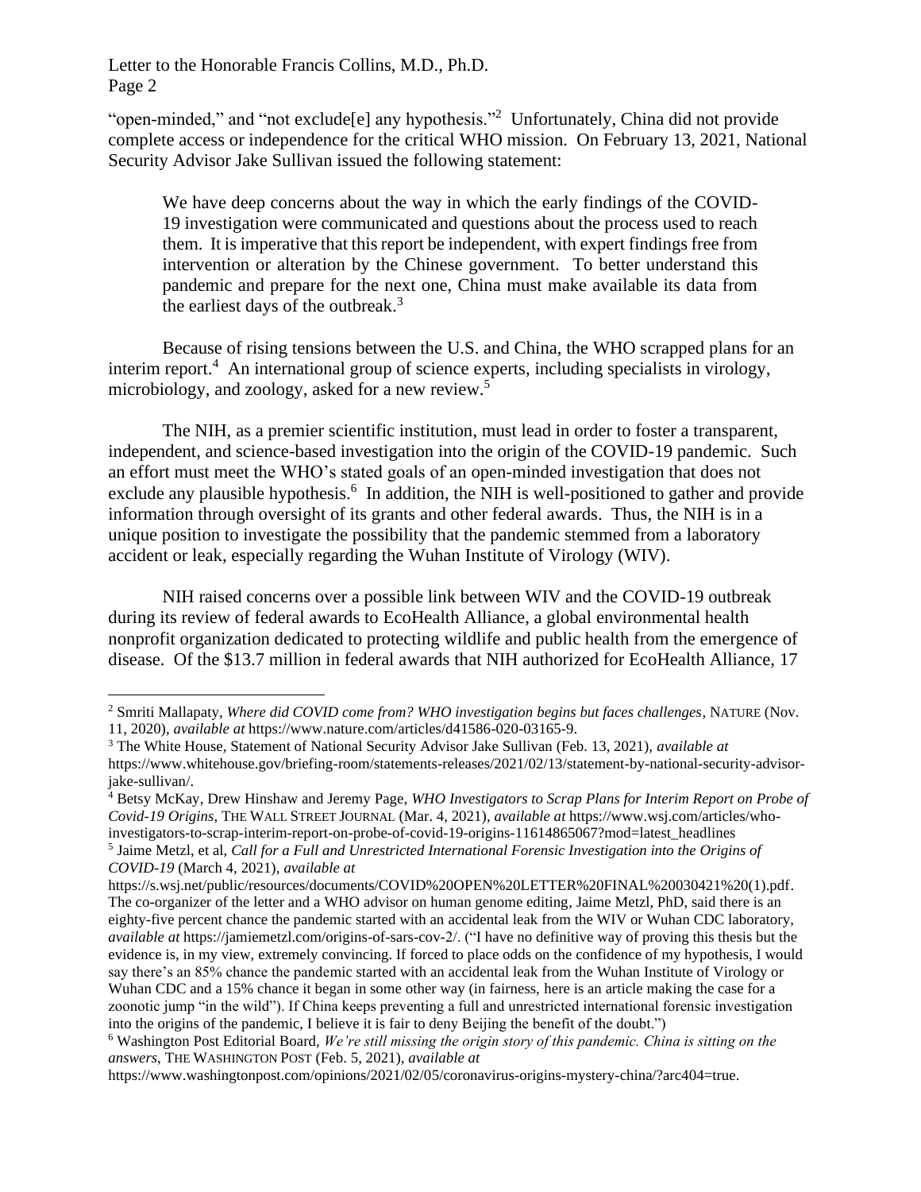"open-minded," and "not exclude[e] any hypothesis."[2] Unfortunately, China did not provide complete access or independence for the critical WHO mission. On February 13, 2021, National Security Advisor Jake Sullivan issued the following statement:

> We have deep concerns about the way in which the early findings of the COVID-19 investigation were communicated and questions about the process used to reach them. It is imperative that this report be independent, with expert findings free from intervention or alteration by the Chinese government. To better understand this pandemic and prepare for the next one, China must make available its data from the earliest days of the outbreak.[3]

Because of rising tensions between the U.S. and China, the WHO scrapped plans for an interim report.[4] An international group of science experts, including specialists in virology, microbiology, and zoology, asked for a new review.[5]

The NIH, as a premier scientific institution, must lead in order to foster a transparent, independent, and science-based investigation into the origin of the COVID-19 pandemic. Such an effort must meet the WHO's stated goals of an open-minded investigation that does not exclude any plausible hypothesis.[6] In addition, the NIH is well-positioned to gather and provide information through oversight of its grants and other federal awards. Thus, the NIH is in a unique position to investigate the possibility that the pandemic stemmed from a laboratory accident or leak, especially regarding the Wuhan Institute of Virology (WIV).

NIH raised concerns over a possible link between WIV and the COVID-19 outbreak during its review of federal awards to EcoHealth Alliance, a global environmental health nonprofit organization dedicated to protecting wildlife and public health from the emergence of disease. Of the $13.7 million in federal awards that NIH authorized for EcoHealth Alliance, 17

---

[2] Smriti Mallapaty, *Where did COVID come from? WHO investigation begins but faces challenges*, NATURE (Nov. 11, 2020), *available at* https://www.nature.com/articles/d41586-020-03165-9.

[3] The White House, Statement of National Security Advisor Jake Sullivan (Feb. 13, 2021), *available at* https://www.whitehouse.gov/briefing-room/statements-releases/2021/02/13/statement-by-national-security-advisor-jake-sullivan/.

[4] Betsy McKay, Drew Hinshaw and Jeremy Page, *WHO Investigators to Scrap Plans for Interim Report on Probe of Covid-19 Origins*, THE WALL STREET JOURNAL (Mar. 4, 2021), *available at* https://www.wsj.com/articles/who-investigators-to-scrap-interim-report-on-probe-of-covid-19-origins-11614865067?mod=latest_headlines

[5] Jaime Metzl, et al, *Call for a Full and Unrestricted International Forensic Investigation into the Origins of COVID-19* (March 4, 2021), *available at* https://s.wsj.net/public/resources/documents/COVID%20OPEN%20LETTER%20FINAL%20030421%20(1).pdf. The co-organizer of the letter and a WHO advisor on human genome editing, Jaime Metzl, PhD, said there is an eighty-five percent chance the pandemic started with an accidental leak from the WIV or Wuhan CDC laboratory, *available at* https://jamiemetzl.com/origins-of-sars-cov-2/. ("I have no definitive way of proving this thesis but the evidence is, in my view, extremely convincing. If forced to place odds on the confidence of my hypothesis, I would say there's an 85% chance the pandemic started with an accidental leak from the Wuhan Institute of Virology or Wuhan CDC and a 15% chance it began in some other way (in fairness, here is an article making the case for a zoonotic jump "in the wild"). If China keeps preventing a full and unrestricted international forensic investigation into the origins of the pandemic, I believe it is fair to deny Beijing the benefit of the doubt.")

[6] Washington Post Editorial Board, *We're still missing the origin story of this pandemic. China is sitting on the answers*, THE WASHINGTON POST (Feb. 5, 2021), *available at* https://www.washingtonpost.com/opinions/2021/02/05/coronavirus-origins-mystery-china/?arc404=true.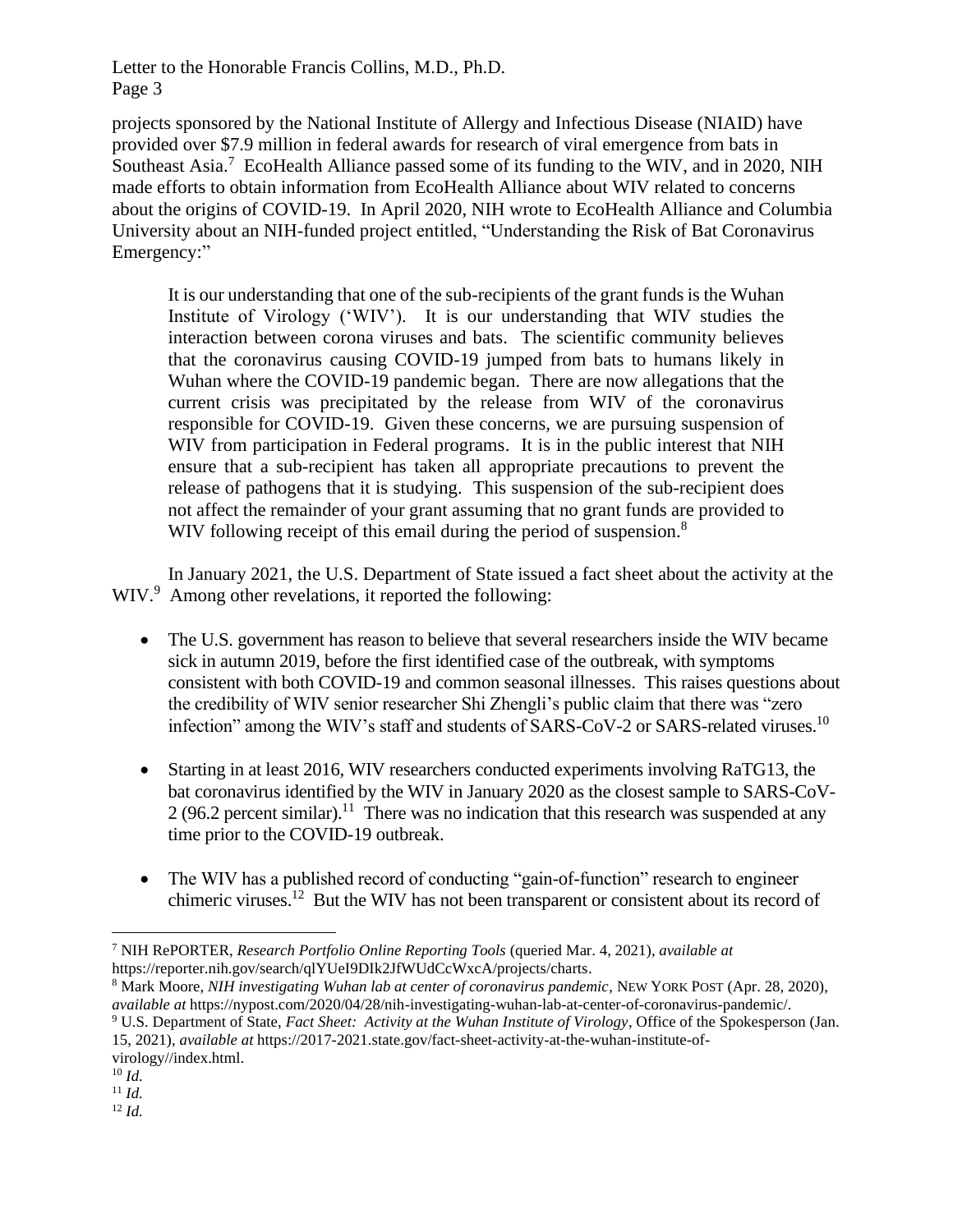projects sponsored by the National Institute of Allergy and Infectious Disease (NIAID) have provided over $7.9 million in federal awards for research of viral emergence from bats in Southeast Asia.[7] EcoHealth Alliance passed some of its funding to the WIV, and in 2020, NIH made efforts to obtain information from EcoHealth Alliance about WIV related to concerns about the origins of COVID-19. In April 2020, NIH wrote to EcoHealth Alliance and Columbia University about an NIH-funded project entitled, "Understanding the Risk of Bat Coronavirus Emergency:"

> It is our understanding that one of the sub-recipients of the grant funds is the Wuhan Institute of Virology ('WIV'). It is our understanding that WIV studies the interaction between corona viruses and bats. The scientific community believes that the coronavirus causing COVID-19 jumped from bats to humans likely in Wuhan where the COVID-19 pandemic began. There are now allegations that the current crisis was precipitated by the release from WIV of the coronavirus responsible for COVID-19. Given these concerns, we are pursuing suspension of WIV from participation in Federal programs. It is in the public interest that NIH ensure that a sub-recipient has taken all appropriate precautions to prevent the release of pathogens that it is studying. This suspension of the sub-recipient does not affect the remainder of your grant assuming that no grant funds are provided to WIV following receipt of this email during the period of suspension.[8]

In January 2021, the U.S. Department of State issued a fact sheet about the activity at the WIV.[9] Among other revelations, it reported the following:

- The U.S. government has reason to believe that several researchers inside the WIV became sick in autumn 2019, before the first identified case of the outbreak, with symptoms consistent with both COVID-19 and common seasonal illnesses. This raises questions about the credibility of WIV senior researcher Shi Zhengli's public claim that there was "zero infection" among the WIV's staff and students of SARS-CoV-2 or SARS-related viruses.[10]

- Starting in at least 2016, WIV researchers conducted experiments involving RaTG13, the bat coronavirus identified by the WIV in January 2020 as the closest sample to SARS-CoV-2 (96.2 percent similar).[11] There was no indication that this research was suspended at any time prior to the COVID-19 outbreak.

- The WIV has a published record of conducting "gain-of-function" research to engineer chimeric viruses.[12] But the WIV has not been transparent or consistent about its record of

---

[7] NIH RePORTER, *Research Portfolio Online Reporting Tools* (queried Mar. 4, 2021), *available at* https://reporter.nih.gov/search/qlYUeI9DIk2JfWUdCcWxcA/projects/charts.

[8] Mark Moore, *NIH investigating Wuhan lab at center of coronavirus pandemic*, NEW YORK POST (Apr. 28, 2020), *available at* https://nypost.com/2020/04/28/nih-investigating-wuhan-lab-at-center-of-coronavirus-pandemic/.

[9] U.S. Department of State, *Fact Sheet: Activity at the Wuhan Institute of Virology*, Office of the Spokesperson (Jan. 15, 2021), *available at* https://2017-2021.state.gov/fact-sheet-activity-at-the-wuhan-institute-of-virology//index.html.

[10] *Id.*

[11] *Id.*

[12] *Id.*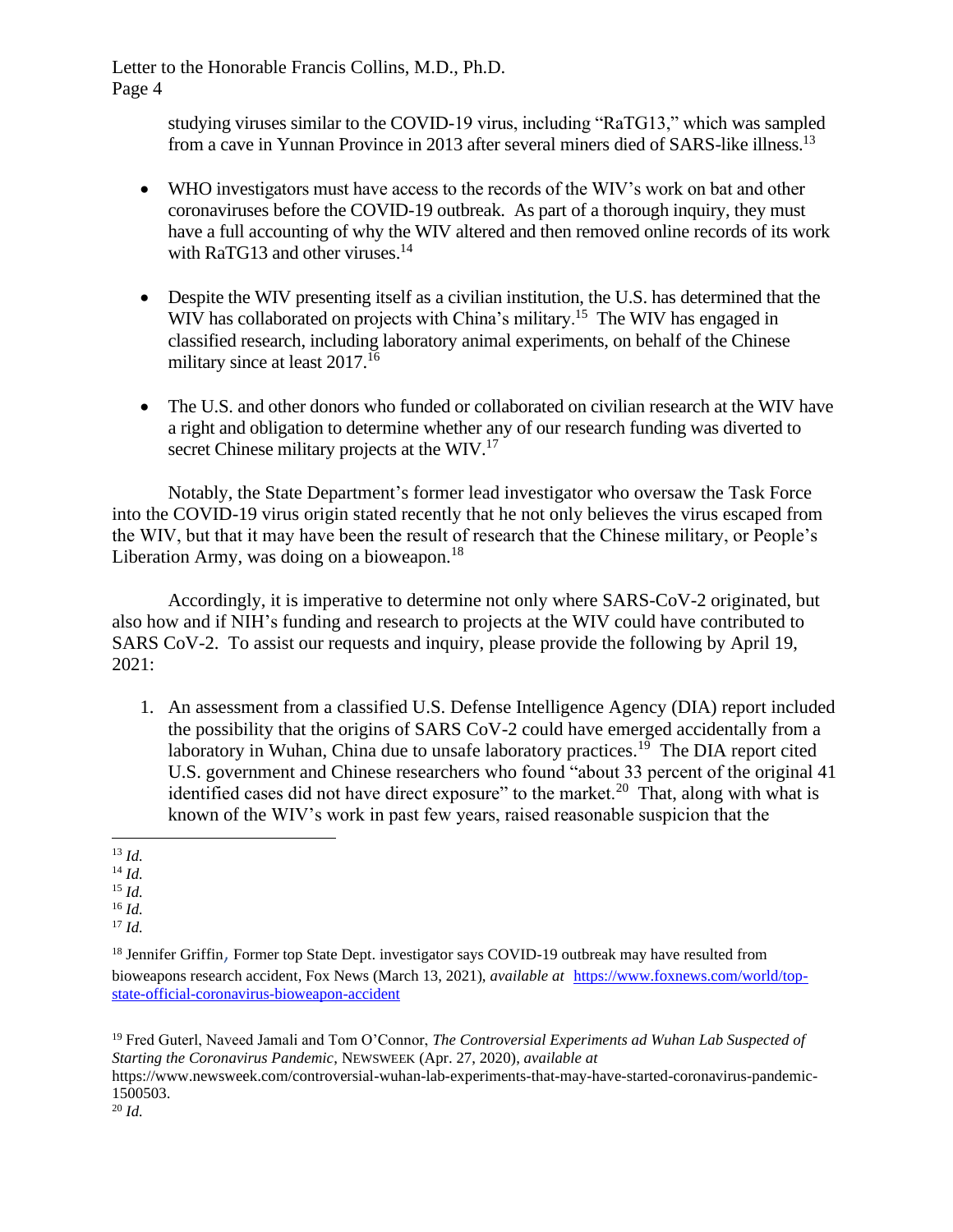studying viruses similar to the COVID-19 virus, including "RaTG13," which was sampled from a cave in Yunnan Province in 2013 after several miners died of SARS-like illness.[13]

- WHO investigators must have access to the records of the WIV's work on bat and other coronaviruses before the COVID-19 outbreak. As part of a thorough inquiry, they must have a full accounting of why the WIV altered and then removed online records of its work with RaTG13 and other viruses.[14]

- Despite the WIV presenting itself as a civilian institution, the U.S. has determined that the WIV has collaborated on projects with China's military.[15] The WIV has engaged in classified research, including laboratory animal experiments, on behalf of the Chinese military since at least 2017.[16]

- The U.S. and other donors who funded or collaborated on civilian research at the WIV have a right and obligation to determine whether any of our research funding was diverted to secret Chinese military projects at the WIV.[17]

Notably, the State Department's former lead investigator who oversaw the Task Force into the COVID-19 virus origin stated recently that he not only believes the virus escaped from the WIV, but that it may have been the result of research that the Chinese military, or People's Liberation Army, was doing on a bioweapon.[18]

Accordingly, it is imperative to determine not only where SARS-CoV-2 originated, but also how and if NIH's funding and research to projects at the WIV could have contributed to SARS CoV-2. To assist our requests and inquiry, please provide the following by April 19, 2021:

1. An assessment from a classified U.S. Defense Intelligence Agency (DIA) report included the possibility that the origins of SARS CoV-2 could have emerged accidentally from a laboratory in Wuhan, China due to unsafe laboratory practices.[19] The DIA report cited U.S. government and Chinese researchers who found "about 33 percent of the original 41 identified cases did not have direct exposure" to the market.[20] That, along with what is known of the WIV's work in past few years, raised reasonable suspicion that the

---

[13] *Id.*

[14] *Id.*

[15] *Id.*

[16] *Id.*

[17] *Id.*

[18] Jennifer Griffin, Former top State Dept. investigator says COVID-19 outbreak may have resulted from bioweapons research accident, Fox News (March 13, 2021), *available at* https://www.foxnews.com/world/top-state-official-coronavirus-bioweapon-accident

[19] Fred Guterl, Naveed Jamali and Tom O'Connor, *The Controversial Experiments ad Wuhan Lab Suspected of Starting the Coronavirus Pandemic*, NEWSWEEK (Apr. 27, 2020), *available at* https://www.newsweek.com/controversial-wuhan-lab-experiments-that-may-have-started-coronavirus-pandemic-1500503.

[20] *Id.*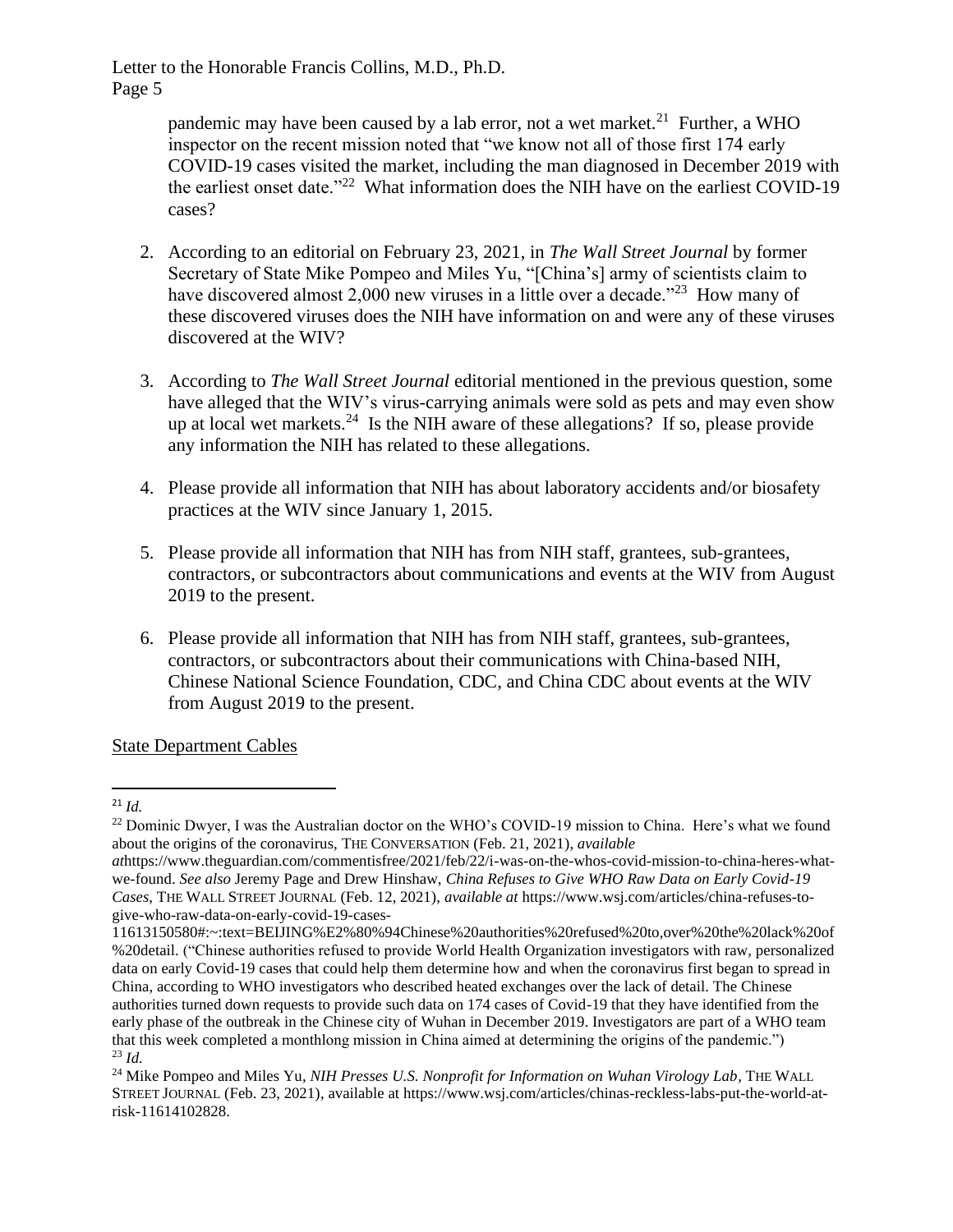pandemic may have been caused by a lab error, not a wet market.[21] Further, a WHO inspector on the recent mission noted that "we know not all of those first 174 early COVID-19 cases visited the market, including the man diagnosed in December 2019 with the earliest onset date."[22] What information does the NIH have on the earliest COVID-19 cases?

2. According to an editorial on February 23, 2021, in *The Wall Street Journal* by former Secretary of State Mike Pompeo and Miles Yu, "[China's] army of scientists claim to have discovered almost 2,000 new viruses in a little over a decade."[23] How many of these discovered viruses does the NIH have information on and were any of these viruses discovered at the WIV?

3. According to *The Wall Street Journal* editorial mentioned in the previous question, some have alleged that the WIV's virus-carrying animals were sold as pets and may even show up at local wet markets.[24] Is the NIH aware of these allegations? If so, please provide any information the NIH has related to these allegations.

4. Please provide all information that NIH has about laboratory accidents and/or biosafety practices at the WIV since January 1, 2015.

5. Please provide all information that NIH has from NIH staff, grantees, sub-grantees, contractors, or subcontractors about communications and events at the WIV from August 2019 to the present.

6. Please provide all information that NIH has from NIH staff, grantees, sub-grantees, contractors, or subcontractors about their communications with China-based NIH, Chinese National Science Foundation, CDC, and China CDC about events at the WIV from August 2019 to the present.

<u>State Department Cables</u>

---

[21] *Id.*

[22] Dominic Dwyer, I was the Australian doctor on the WHO's COVID-19 mission to China. Here's what we found about the origins of the coronavirus, THE CONVERSATION (Feb. 21, 2021), *available at*https://www.theguardian.com/commentisfree/2021/feb/22/i-was-on-the-whos-covid-mission-to-china-heres-what-we-found. *See also* Jeremy Page and Drew Hinshaw, *China Refuses to Give WHO Raw Data on Early Covid-19 Cases*, THE WALL STREET JOURNAL (Feb. 12, 2021), *available at* https://www.wsj.com/articles/china-refuses-to-give-who-raw-data-on-early-covid-19-cases-11613150580#:~:text=BEIJING%E2%80%94Chinese%20authorities%20refused%20to,over%20the%20lack%20of%20detail. ("Chinese authorities refused to provide World Health Organization investigators with raw, personalized data on early Covid-19 cases that could help them determine how and when the coronavirus first began to spread in China, according to WHO investigators who described heated exchanges over the lack of detail. The Chinese authorities turned down requests to provide such data on 174 cases of Covid-19 that they have identified from the early phase of the outbreak in the Chinese city of Wuhan in December 2019. Investigators are part of a WHO team that this week completed a monthlong mission in China aimed at determining the origins of the pandemic.")

[23] *Id.*

[24] Mike Pompeo and Miles Yu, *NIH Presses U.S. Nonprofit for Information on Wuhan Virology Lab*, THE WALL STREET JOURNAL (Feb. 23, 2021), available at https://www.wsj.com/articles/chinas-reckless-labs-put-the-world-at-risk-11614102828.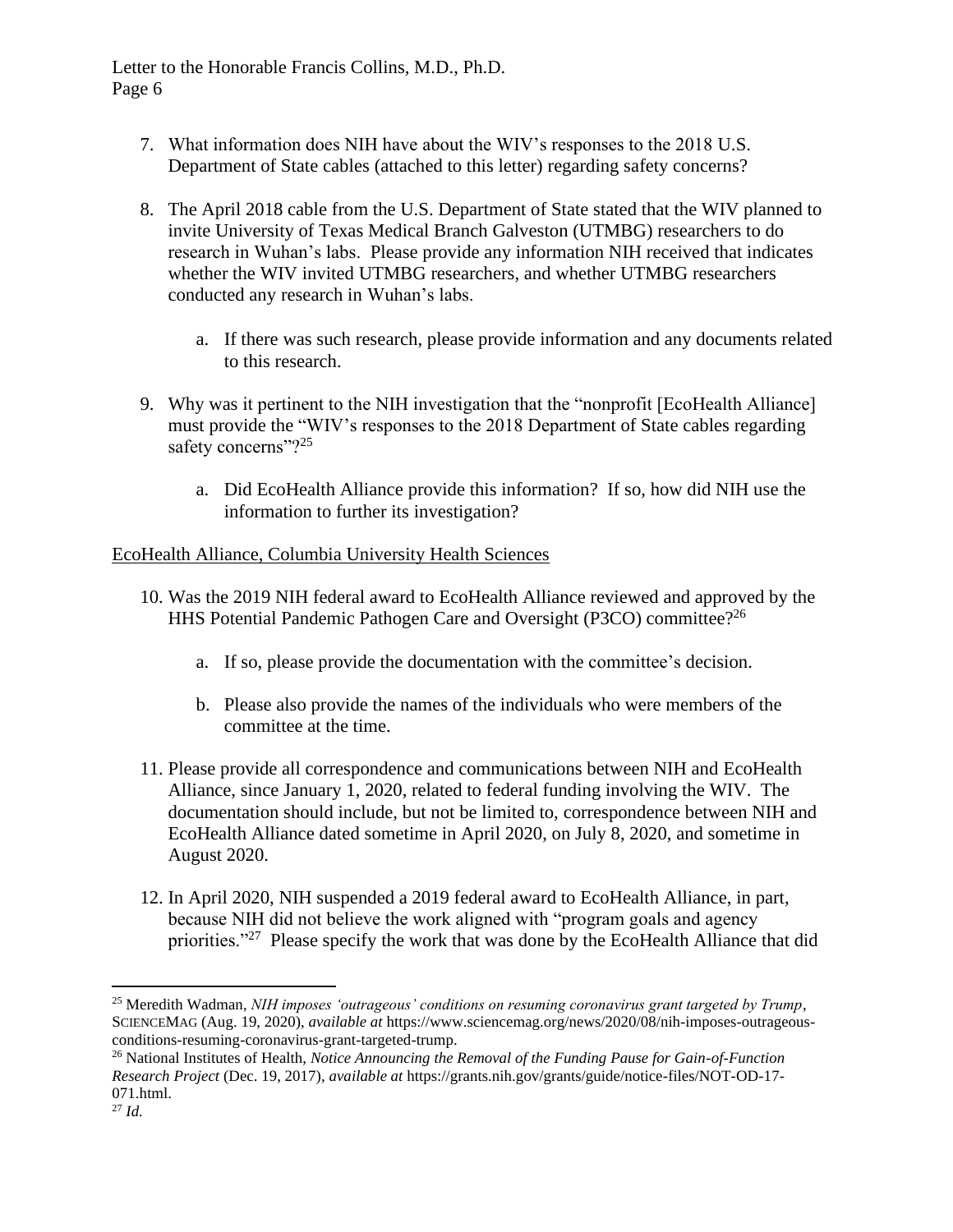7. What information does NIH have about the WIV's responses to the 2018 U.S. Department of State cables (attached to this letter) regarding safety concerns?

8. The April 2018 cable from the U.S. Department of State stated that the WIV planned to invite University of Texas Medical Branch Galveston (UTMBG) researchers to do research in Wuhan's labs. Please provide any information NIH received that indicates whether the WIV invited UTMBG researchers, and whether UTMBG researchers conducted any research in Wuhan's labs.

   a. If there was such research, please provide information and any documents related to this research.

9. Why was it pertinent to the NIH investigation that the "nonprofit [EcoHealth Alliance] must provide the "WIV's responses to the 2018 Department of State cables regarding safety concerns"?[25]

   a. Did EcoHealth Alliance provide this information? If so, how did NIH use the information to further its investigation?

<u>EcoHealth Alliance, Columbia University Health Sciences</u>

10. Was the 2019 NIH federal award to EcoHealth Alliance reviewed and approved by the HHS Potential Pandemic Pathogen Care and Oversight (P3CO) committee?[26]

    a. If so, please provide the documentation with the committee's decision.

    b. Please also provide the names of the individuals who were members of the committee at the time.

11. Please provide all correspondence and communications between NIH and EcoHealth Alliance, since January 1, 2020, related to federal funding involving the WIV. The documentation should include, but not be limited to, correspondence between NIH and EcoHealth Alliance dated sometime in April 2020, on July 8, 2020, and sometime in August 2020.

12. In April 2020, NIH suspended a 2019 federal award to EcoHealth Alliance, in part, because NIH did not believe the work aligned with "program goals and agency priorities."[27] Please specify the work that was done by the EcoHealth Alliance that did

---

[25] Meredith Wadman, *NIH imposes 'outrageous' conditions on resuming coronavirus grant targeted by Trump*, SCIENCEMAG (Aug. 19, 2020), *available at* https://www.sciencemag.org/news/2020/08/nih-imposes-outrageous-conditions-resuming-coronavirus-grant-targeted-trump.

[26] National Institutes of Health, *Notice Announcing the Removal of the Funding Pause for Gain-of-Function Research Project* (Dec. 19, 2017), *available at* https://grants.nih.gov/grants/guide/notice-files/NOT-OD-17-071.html.

[27] *Id.*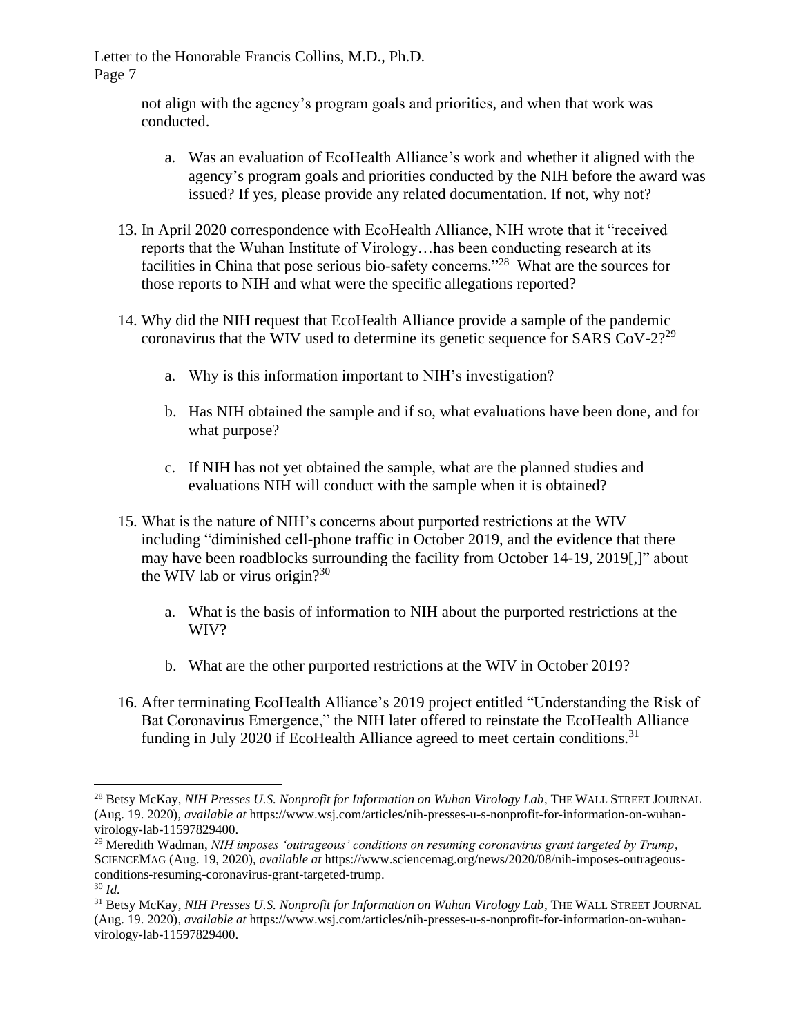not align with the agency's program goals and priorities, and when that work was conducted.

   a. Was an evaluation of EcoHealth Alliance's work and whether it aligned with the agency's program goals and priorities conducted by the NIH before the award was issued? If yes, please provide any related documentation. If not, why not?

13. In April 2020 correspondence with EcoHealth Alliance, NIH wrote that it "received reports that the Wuhan Institute of Virology…has been conducting research at its facilities in China that pose serious bio-safety concerns."[28] What are the sources for those reports to NIH and what were the specific allegations reported?

14. Why did the NIH request that EcoHealth Alliance provide a sample of the pandemic coronavirus that the WIV used to determine its genetic sequence for SARS CoV-2?[29]

    a. Why is this information important to NIH's investigation?

    b. Has NIH obtained the sample and if so, what evaluations have been done, and for what purpose?

    c. If NIH has not yet obtained the sample, what are the planned studies and evaluations NIH will conduct with the sample when it is obtained?

15. What is the nature of NIH's concerns about purported restrictions at the WIV including "diminished cell-phone traffic in October 2019, and the evidence that there may have been roadblocks surrounding the facility from October 14-19, 2019[,]" about the WIV lab or virus origin?[30]

    a. What is the basis of information to NIH about the purported restrictions at the WIV?

    b. What are the other purported restrictions at the WIV in October 2019?

16. After terminating EcoHealth Alliance's 2019 project entitled "Understanding the Risk of Bat Coronavirus Emergence," the NIH later offered to reinstate the EcoHealth Alliance funding in July 2020 if EcoHealth Alliance agreed to meet certain conditions.[31]

---

[28] Betsy McKay, *NIH Presses U.S. Nonprofit for Information on Wuhan Virology Lab*, THE WALL STREET JOURNAL (Aug. 19. 2020), *available at* https://www.wsj.com/articles/nih-presses-u-s-nonprofit-for-information-on-wuhan-virology-lab-11597829400.

[29] Meredith Wadman, *NIH imposes 'outrageous' conditions on resuming coronavirus grant targeted by Trump*, SCIENCEMAG (Aug. 19, 2020), *available at* https://www.sciencemag.org/news/2020/08/nih-imposes-outrageous-conditions-resuming-coronavirus-grant-targeted-trump.

[30] *Id.*

[31] Betsy McKay, *NIH Presses U.S. Nonprofit for Information on Wuhan Virology Lab*, THE WALL STREET JOURNAL (Aug. 19. 2020), *available at* https://www.wsj.com/articles/nih-presses-u-s-nonprofit-for-information-on-wuhan-virology-lab-11597829400.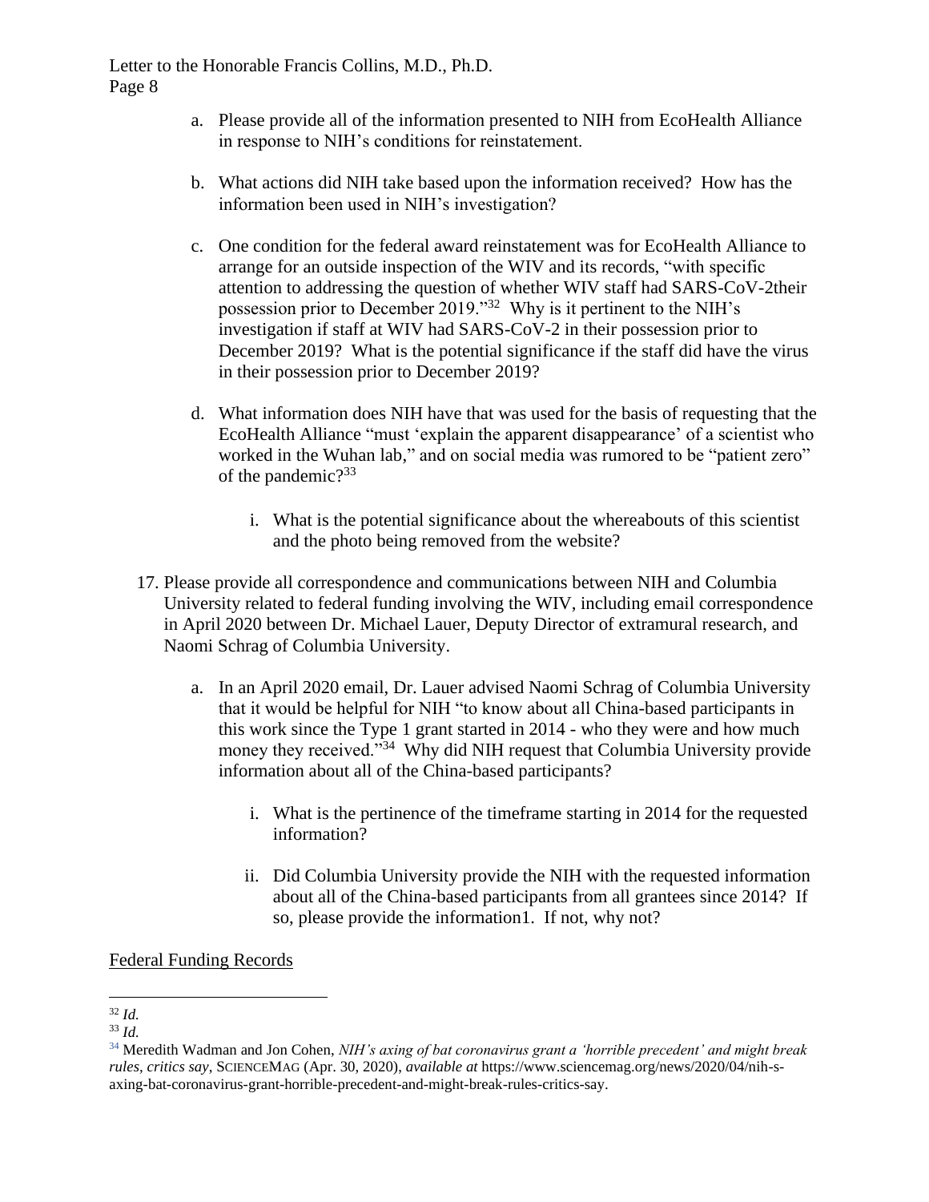a. Please provide all of the information presented to NIH from EcoHealth Alliance in response to NIH's conditions for reinstatement.

b. What actions did NIH take based upon the information received? How has the information been used in NIH's investigation?

c. One condition for the federal award reinstatement was for EcoHealth Alliance to arrange for an outside inspection of the WIV and its records, "with specific attention to addressing the question of whether WIV staff had SARS-CoV-2their possession prior to December 2019."[32] Why is it pertinent to the NIH's investigation if staff at WIV had SARS-CoV-2 in their possession prior to December 2019? What is the potential significance if the staff did have the virus in their possession prior to December 2019?

d. What information does NIH have that was used for the basis of requesting that the EcoHealth Alliance "must 'explain the apparent disappearance' of a scientist who worked in the Wuhan lab," and on social media was rumored to be "patient zero" of the pandemic?[33]

   i. What is the potential significance about the whereabouts of this scientist and the photo being removed from the website?

17. Please provide all correspondence and communications between NIH and Columbia University related to federal funding involving the WIV, including email correspondence in April 2020 between Dr. Michael Lauer, Deputy Director of extramural research, and Naomi Schrag of Columbia University.

   a. In an April 2020 email, Dr. Lauer advised Naomi Schrag of Columbia University that it would be helpful for NIH "to know about all China-based participants in this work since the Type 1 grant started in 2014 - who they were and how much money they received."[34] Why did NIH request that Columbia University provide information about all of the China-based participants?

      i. What is the pertinence of the timeframe starting in 2014 for the requested information?

      ii. Did Columbia University provide the NIH with the requested information about all of the China-based participants from all grantees since 2014? If so, please provide the information1. If not, why not?

Federal Funding Records

---

[32] *Id.*

[33] *Id.*

[34] Meredith Wadman and Jon Cohen, *NIH's axing of bat coronavirus grant a 'horrible precedent' and might break rules, critics say*, SCIENCEMAG (Apr. 30, 2020), *available at* https://www.sciencemag.org/news/2020/04/nih-s-axing-bat-coronavirus-grant-horrible-precedent-and-might-break-rules-critics-say.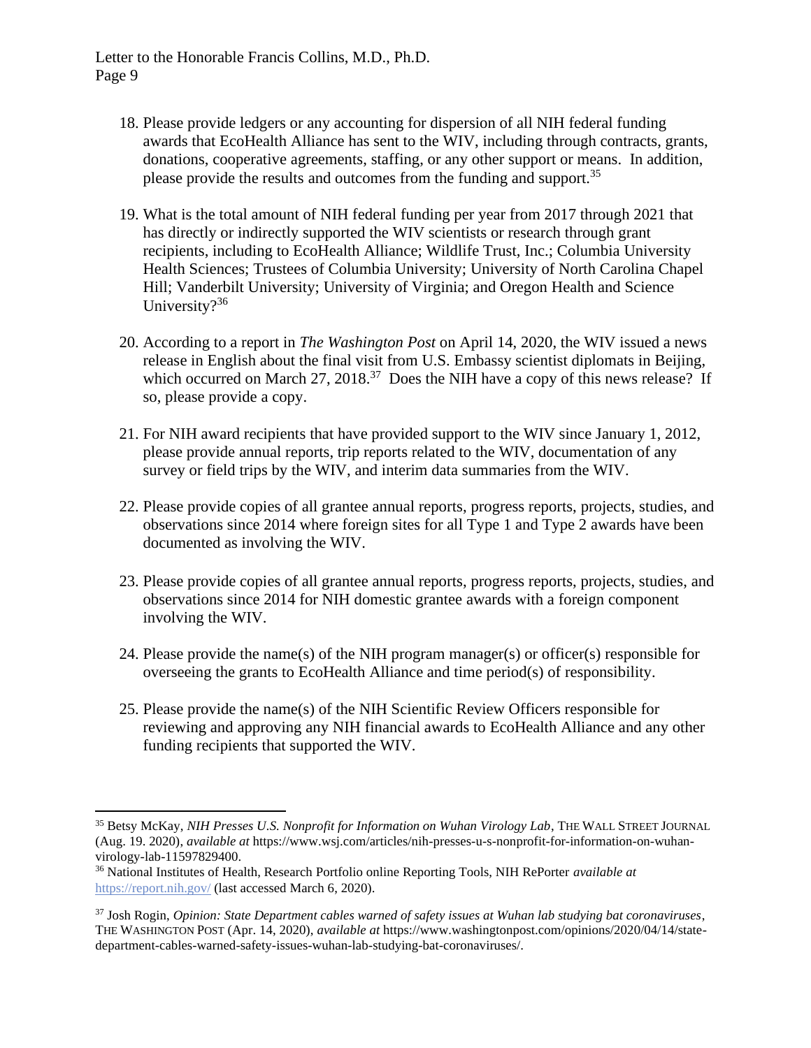18. Please provide ledgers or any accounting for dispersion of all NIH federal funding awards that EcoHealth Alliance has sent to the WIV, including through contracts, grants, donations, cooperative agreements, staffing, or any other support or means. In addition, please provide the results and outcomes from the funding and support.[35]

19. What is the total amount of NIH federal funding per year from 2017 through 2021 that has directly or indirectly supported the WIV scientists or research through grant recipients, including to EcoHealth Alliance; Wildlife Trust, Inc.; Columbia University Health Sciences; Trustees of Columbia University; University of North Carolina Chapel Hill; Vanderbilt University; University of Virginia; and Oregon Health and Science University?[36]

20. According to a report in *The Washington Post* on April 14, 2020, the WIV issued a news release in English about the final visit from U.S. Embassy scientist diplomats in Beijing, which occurred on March 27, 2018.[37] Does the NIH have a copy of this news release? If so, please provide a copy.

21. For NIH award recipients that have provided support to the WIV since January 1, 2012, please provide annual reports, trip reports related to the WIV, documentation of any survey or field trips by the WIV, and interim data summaries from the WIV.

22. Please provide copies of all grantee annual reports, progress reports, projects, studies, and observations since 2014 where foreign sites for all Type 1 and Type 2 awards have been documented as involving the WIV.

23. Please provide copies of all grantee annual reports, progress reports, projects, studies, and observations since 2014 for NIH domestic grantee awards with a foreign component involving the WIV.

24. Please provide the name(s) of the NIH program manager(s) or officer(s) responsible for overseeing the grants to EcoHealth Alliance and time period(s) of responsibility.

25. Please provide the name(s) of the NIH Scientific Review Officers responsible for reviewing and approving any NIH financial awards to EcoHealth Alliance and any other funding recipients that supported the WIV.

---

[35] Betsy McKay, *NIH Presses U.S. Nonprofit for Information on Wuhan Virology Lab*, THE WALL STREET JOURNAL (Aug. 19. 2020), *available at* https://www.wsj.com/articles/nih-presses-u-s-nonprofit-for-information-on-wuhan-virology-lab-11597829400.

[36] National Institutes of Health, Research Portfolio online Reporting Tools, NIH RePorter *available at* https://report.nih.gov/ (last accessed March 6, 2020).

[37] Josh Rogin, *Opinion: State Department cables warned of safety issues at Wuhan lab studying bat coronaviruses*, THE WASHINGTON POST (Apr. 14, 2020), *available at* https://www.washingtonpost.com/opinions/2020/04/14/state-department-cables-warned-safety-issues-wuhan-lab-studying-bat-coronaviruses/.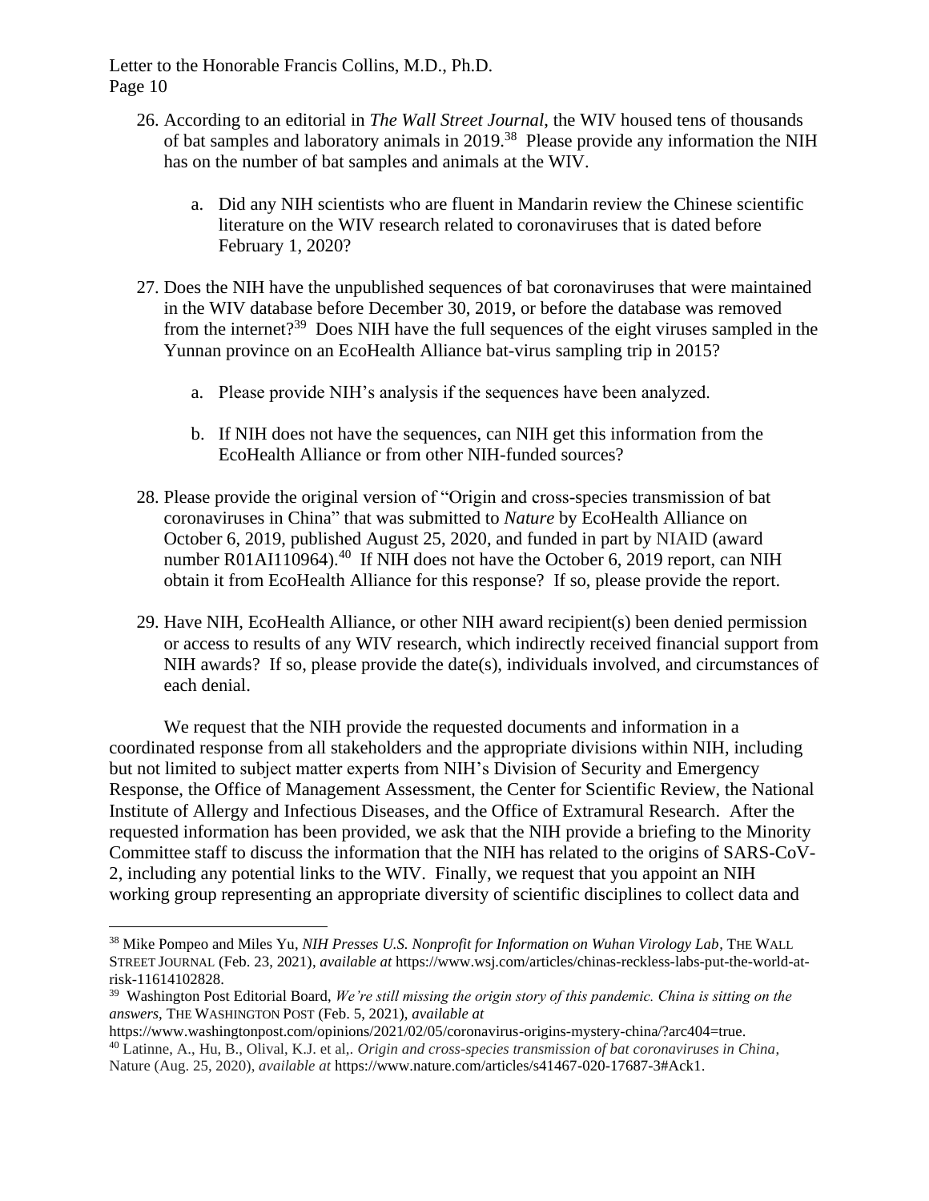26. According to an editorial in *The Wall Street Journal*, the WIV housed tens of thousands of bat samples and laboratory animals in 2019.[38] Please provide any information the NIH has on the number of bat samples and animals at the WIV.

    a. Did any NIH scientists who are fluent in Mandarin review the Chinese scientific literature on the WIV research related to coronaviruses that is dated before February 1, 2020?

27. Does the NIH have the unpublished sequences of bat coronaviruses that were maintained in the WIV database before December 30, 2019, or before the database was removed from the internet?[39] Does NIH have the full sequences of the eight viruses sampled in the Yunnan province on an EcoHealth Alliance bat-virus sampling trip in 2015?

    a. Please provide NIH's analysis if the sequences have been analyzed.

    b. If NIH does not have the sequences, can NIH get this information from the EcoHealth Alliance or from other NIH-funded sources?

28. Please provide the original version of "Origin and cross-species transmission of bat coronaviruses in China" that was submitted to *Nature* by EcoHealth Alliance on October 6, 2019, published August 25, 2020, and funded in part by NIAID (award number R01AI110964).[40] If NIH does not have the October 6, 2019 report, can NIH obtain it from EcoHealth Alliance for this response? If so, please provide the report.

29. Have NIH, EcoHealth Alliance, or other NIH award recipient(s) been denied permission or access to results of any WIV research, which indirectly received financial support from NIH awards? If so, please provide the date(s), individuals involved, and circumstances of each denial.

We request that the NIH provide the requested documents and information in a coordinated response from all stakeholders and the appropriate divisions within NIH, including but not limited to subject matter experts from NIH's Division of Security and Emergency Response, the Office of Management Assessment, the Center for Scientific Review, the National Institute of Allergy and Infectious Diseases, and the Office of Extramural Research. After the requested information has been provided, we ask that the NIH provide a briefing to the Minority Committee staff to discuss the information that the NIH has related to the origins of SARS-CoV-2, including any potential links to the WIV. Finally, we request that you appoint an NIH working group representing an appropriate diversity of scientific disciplines to collect data and

---

[38] Mike Pompeo and Miles Yu, *NIH Presses U.S. Nonprofit for Information on Wuhan Virology Lab*, THE WALL STREET JOURNAL (Feb. 23, 2021), *available at* https://www.wsj.com/articles/chinas-reckless-labs-put-the-world-at-risk-11614102828.

[39] Washington Post Editorial Board, *We're still missing the origin story of this pandemic. China is sitting on the answers*, THE WASHINGTON POST (Feb. 5, 2021), *available at* https://www.washingtonpost.com/opinions/2021/02/05/coronavirus-origins-mystery-china/?arc404=true.

[40] Latinne, A., Hu, B., Olival, K.J. et al,. *Origin and cross-species transmission of bat coronaviruses in China*, Nature (Aug. 25, 2020), *available at* https://www.nature.com/articles/s41467-020-17687-3#Ack1.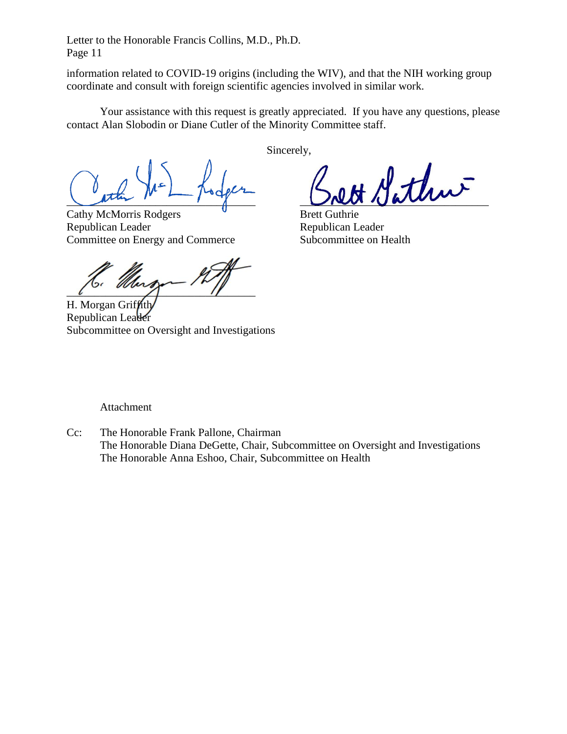information related to COVID-19 origins (including the WIV), and that the NIH working group coordinate and consult with foreign scientific agencies involved in similar work.

Your assistance with this request is greatly appreciated. If you have any questions, please contact Alan Slobodin or Diane Cutler of the Minority Committee staff.

Sincerely,

Cathy McMorris Rodgers
Republican Leader
Committee on Energy and Commerce

Brett Guthrie
Republican Leader
Subcommittee on Health

H. Morgan Griffith
Republican Leader
Subcommittee on Oversight and Investigations

Attachment

Cc: The Honorable Frank Pallone, Chairman
The Honorable Diana DeGette, Chair, Subcommittee on Oversight and Investigations
The Honorable Anna Eshoo, Chair, Subcommittee on Health